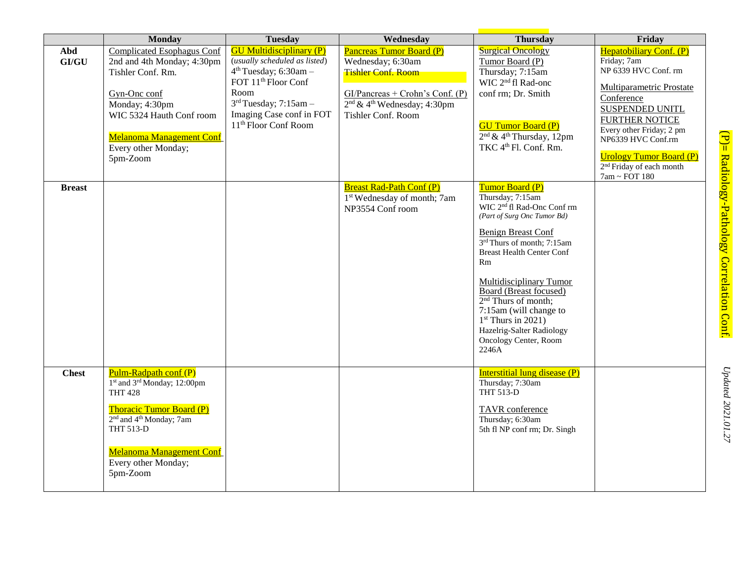| | Monday | Tuesday | Wednesday | Thursday | Friday |
|---|---|---|---|---|---|
| **Abd GI/GU** | Complicated Esophagus Conf<br>2nd and 4th Monday; 4:30pm<br>Tishler Conf. Rm.<br><br>Gyn-Onc conf<br>Monday; 4:30pm<br>WIC 5324 Hauth Conf room<br><br>Melanoma Management Conf<br>Every other Monday;<br>5pm-Zoom | GU Multidisciplinary (P)<br>*(usually scheduled as listed)*<br>4th Tuesday; 6:30am – FOT 11th Floor Conf Room<br>3rd Tuesday; 7:15am – Imaging Case conf in FOT 11th Floor Conf Room | Pancreas Tumor Board (P)<br>Wednesday; 6:30am<br>Tishler Conf. Room<br><br>GI/Pancreas + Crohn's Conf. (P)<br>2nd & 4th Wednesday; 4:30pm<br>Tishler Conf. Room | Surgical Oncology Tumor Board (P)<br>Thursday; 7:15am<br>WIC 2nd fl Rad-onc conf rm; Dr. Smith<br><br>GU Tumor Board (P)<br>2nd & 4th Thursday, 12pm<br>TKC 4th Fl. Conf. Rm. | Hepatobiliary Conf. (P)<br>Friday; 7am<br>NP 6339 HVC Conf. rm<br><br>Multiparametric Prostate Conference<br>SUSPENDED UNITL FURTHER NOTICE<br>Every other Friday; 2 pm<br>NP6339 HVC Conf.rm<br><br>Urology Tumor Board (P)<br>2nd Friday of each month<br>7am ~ FOT 180 |
| **Breast** | | | Breast Rad-Path Conf (P)<br>1st Wednesday of month; 7am<br>NP3554 Conf room | Tumor Board (P)<br>Thursday; 7:15am<br>WIC 2nd fl Rad-Onc Conf rm<br>*(Part of Surg Onc Tumor Bd)*<br><br>Benign Breast Conf<br>3rd Thurs of month; 7:15am<br>Breast Health Center Conf Rm<br><br>Multidisciplinary Tumor Board (Breast focused)<br>2nd Thurs of month; 7:15am (will change to 1st Thurs in 2021)<br>Hazelrig-Salter Radiology Oncology Center, Room 2246A | |
| **Chest** | Pulm-Radpath conf (P)<br>1st and 3rd Monday; 12:00pm<br>THT 428<br><br>Thoracic Tumor Board (P)<br>2nd and 4th Monday; 7am<br>THT 513-D<br><br>Melanoma Management Conf<br>Every other Monday;<br>5pm-Zoom | | | Interstitial lung disease (P)<br>Thursday; 7:30am<br>THT 513-D<br><br>TAVR conference<br>Thursday; 6:30am<br>5th fl NP conf rm; Dr. Singh | |

(P)= Radiology-Pathology Correlation Conf.

*Updated 2021.01.27*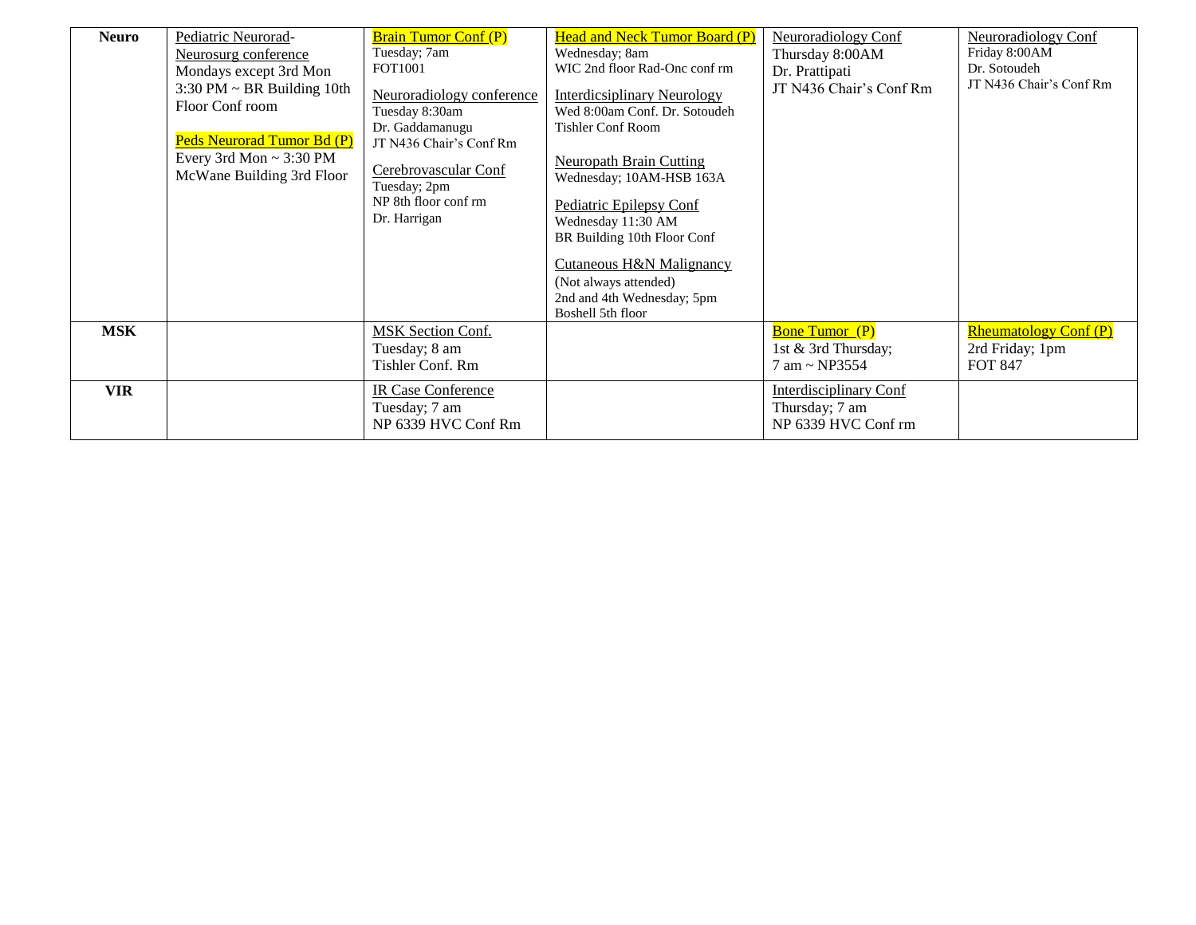| | | | | | |
|---|---|---|---|---|---|
| **Neuro** | Pediatric Neurorad-Neurosurg conference<br>Mondays except 3rd Mon<br>3:30 PM ~ BR Building 10th Floor Conf room<br><br>Peds Neurorad Tumor Bd (P)<br>Every 3rd Mon ~ 3:30 PM<br>McWane Building 3rd Floor | Brain Tumor Conf (P)<br>Tuesday; 7am<br>FOT1001<br><br>Neuroradiology conference<br>Tuesday 8:30am<br>Dr. Gaddamanugu<br>JT N436 Chair's Conf Rm<br><br>Cerebrovascular Conf<br>Tuesday; 2pm<br>NP 8th floor conf rm<br>Dr. Harrigan | Head and Neck Tumor Board (P)<br>Wednesday; 8am<br>WIC 2nd floor Rad-Onc conf rm<br><br>Interdicsiplinary Neurology<br>Wed 8:00am Conf. Dr. Sotoudeh<br>Tishler Conf Room<br><br>Neuropath Brain Cutting<br>Wednesday; 10AM-HSB 163A<br><br>Pediatric Epilepsy Conf<br>Wednesday 11:30 AM<br>BR Building 10th Floor Conf<br><br>Cutaneous H&N Malignancy<br>(Not always attended)<br>2nd and 4th Wednesday; 5pm<br>Boshell 5th floor | Neuroradiology Conf<br>Thursday 8:00AM<br>Dr. Prattipati<br>JT N436 Chair's Conf Rm | Neuroradiology Conf<br>Friday 8:00AM<br>Dr. Sotoudeh<br>JT N436 Chair's Conf Rm |
| **MSK** | | MSK Section Conf.<br>Tuesday; 8 am<br>Tishler Conf. Rm | | Bone Tumor (P)<br>1st & 3rd Thursday;<br>7 am ~ NP3554 | Rheumatology Conf (P)<br>2rd Friday; 1pm<br>FOT 847 |
| **VIR** | | IR Case Conference<br>Tuesday; 7 am<br>NP 6339 HVC Conf Rm | | Interdisciplinary Conf<br>Thursday; 7 am<br>NP 6339 HVC Conf rm | |